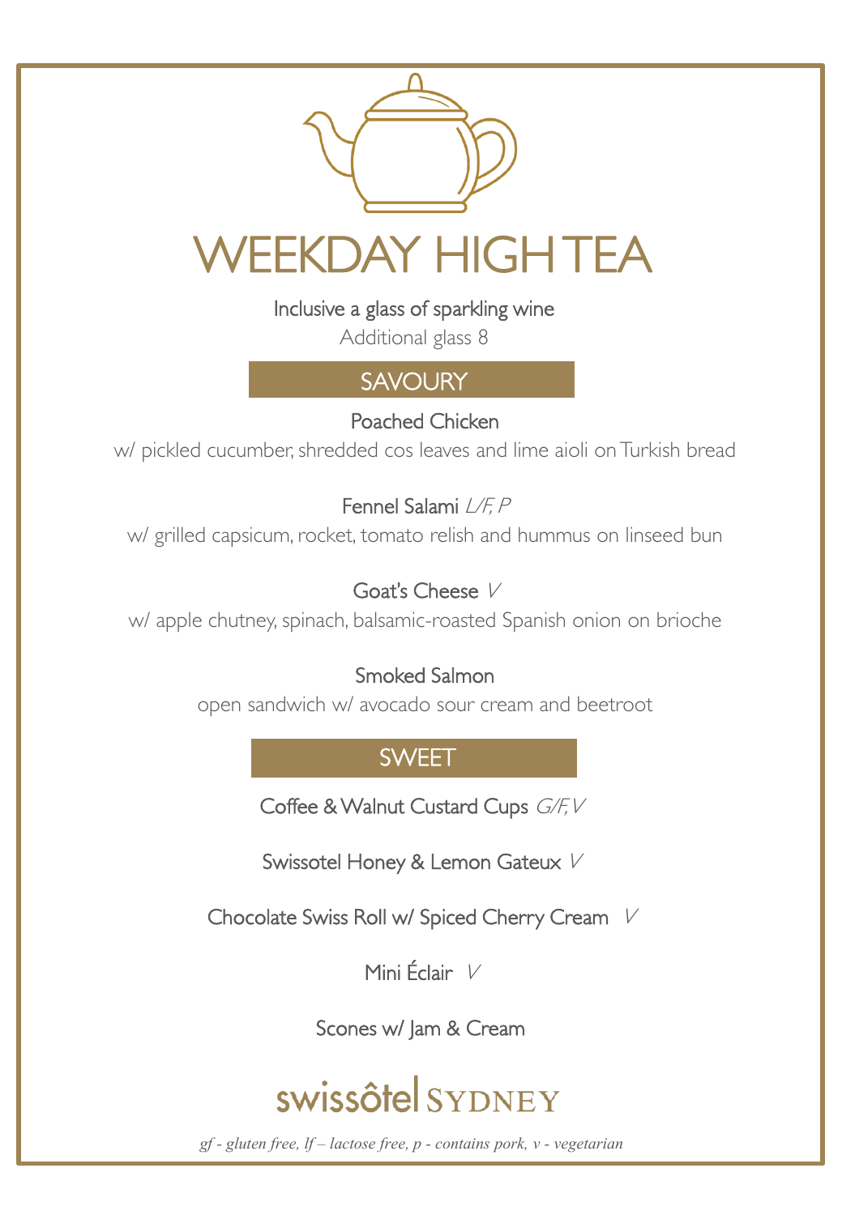# WEEKDAY HIGH TEA

Inclusive a glass of sparkling wine

Additional glass 8

## SAVOURY

**Poached Chicken**

w/ pickled cucumber, shredded cos leaves and lime aioli on Turkish bread

**Fennel Salami** *L/F, P*

w/ grilled capsicum, rocket, tomato relish and hummus on linseed bun

**Goat's Cheese** *V*

w/ apple chutney, spinach, balsamic-roasted Spanish onion on brioche

**Smoked Salmon**

open sandwich w/ avocado sour cream and beetroot

## SWEET

**Coffee & Walnut Custard Cups** *G/F, V*

**Swissotel Honey & Lemon Gateux** *V*

**Chocolate Swiss Roll w/ Spiced Cherry Cream** *V*

**Mini Éclair** *V*

**Scones w/ Jam & Cream**

swissôtel SYDNEY

*gf - gluten free, lf – lactose free, p - contains pork, v - vegetarian*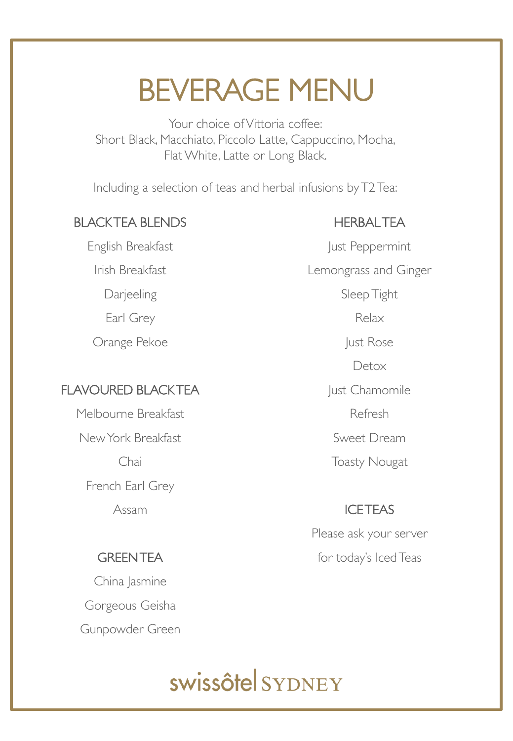# BEVERAGE MENU

Your choice of Vittoria coffee:
Short Black, Macchiato, Piccolo Latte, Cappuccino, Mocha, Flat White, Latte or Long Black.

Including a selection of teas and herbal infusions by T2 Tea:

## BLACK TEA BLENDS

English Breakfast

Irish Breakfast

Darjeeling

Earl Grey

Orange Pekoe

## FLAVOURED BLACK TEA

Melbourne Breakfast

New York Breakfast

Chai

French Earl Grey

Assam

## GREEN TEA

China Jasmine

Gorgeous Geisha

Gunpowder Green

## HERBAL TEA

Just Peppermint

Lemongrass and Ginger

Sleep Tight

Relax

Just Rose

Detox

Just Chamomile

Refresh

Sweet Dream

Toasty Nougat

## ICE TEAS

Please ask your server for today's Iced Teas

swissôtel SYDNEY